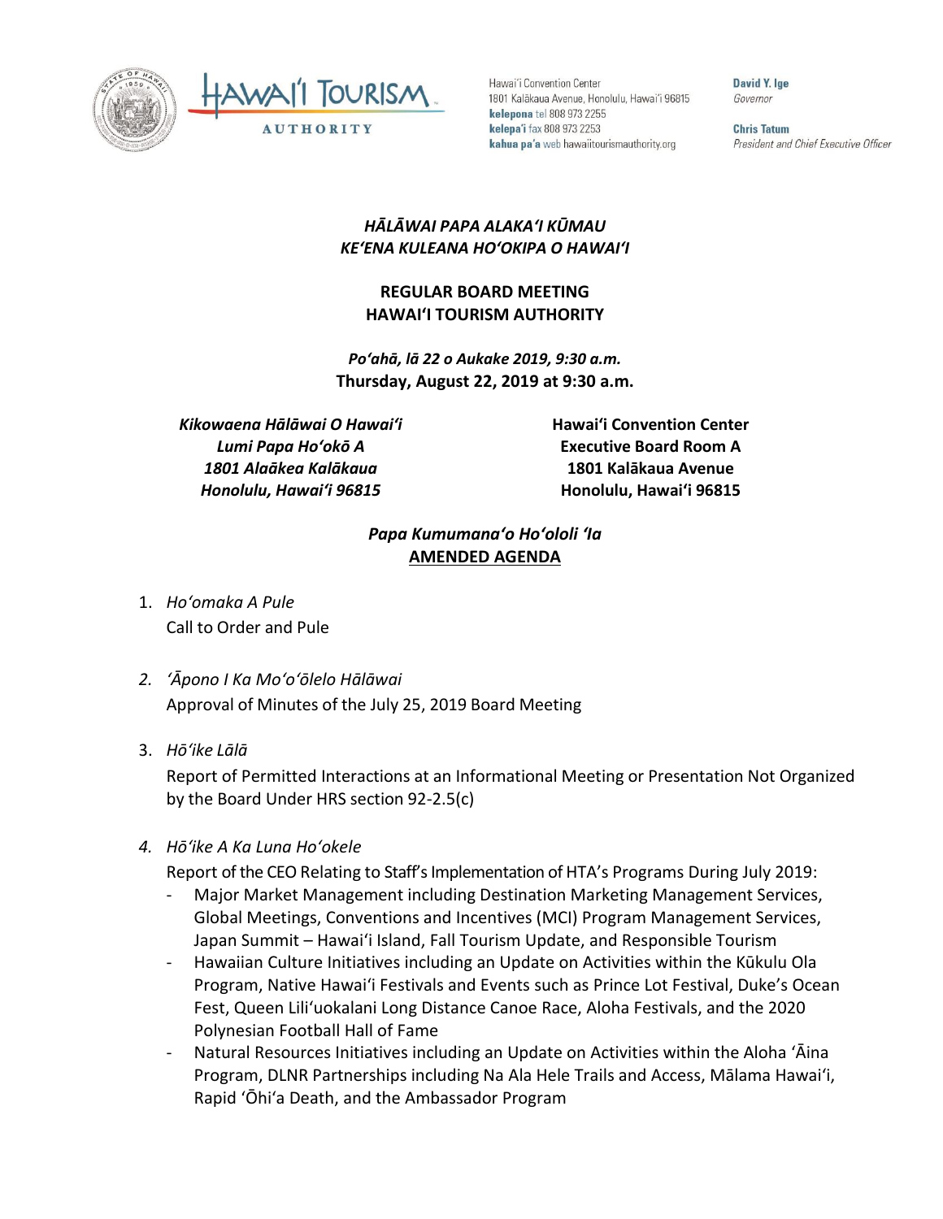Hawaiʻi Convention Center
1801 Kalākaua Avenue, Honolulu, Hawaiʻi 96815
**kelepona** tel 808 973 2255
**kelepaʻi** fax 808 973 2253
**kahua paʻa** web hawaiitourismauthority.org

**David Y. Ige**
*Governor*

**Chris Tatum**
*President and Chief Executive Officer*

***HĀLĀWAI PAPA ALAKAʻI KŪMAU***
***KEʻENA KULEANA HOʻOKIPA O HAWAIʻI***

**REGULAR BOARD MEETING**
**HAWAIʻI TOURISM AUTHORITY**

***Poʻahā, lā 22 o Aukake 2019, 9:30 a.m.***
**Thursday, August 22, 2019 at 9:30 a.m.**

***Kikowaena Hālāwai O Hawaiʻi***
***Lumi Papa Hoʻokō A***
***1801 Alaākea Kalākaua***
***Honolulu, Hawaiʻi 96815***

**Hawaiʻi Convention Center**
**Executive Board Room A**
**1801 Kalākaua Avenue**
**Honolulu, Hawaiʻi 96815**

***Papa Kumumanaʻo Hoʻololi ʻIa***
**AMENDED AGENDA**

1. *Hoʻomaka A Pule*
   Call to Order and Pule

2. *ʻĀpono I Ka Moʻoʻōlelo Hālāwai*
   Approval of Minutes of the July 25, 2019 Board Meeting

3. *Hōʻike Lālā*
   Report of Permitted Interactions at an Informational Meeting or Presentation Not Organized by the Board Under HRS section 92-2.5(c)

4. *Hōʻike A Ka Luna Hoʻokele*
   Report of the CEO Relating to Staff's Implementation of HTA's Programs During July 2019:
   - Major Market Management including Destination Marketing Management Services, Global Meetings, Conventions and Incentives (MCI) Program Management Services, Japan Summit – Hawaiʻi Island, Fall Tourism Update, and Responsible Tourism
   - Hawaiian Culture Initiatives including an Update on Activities within the Kūkulu Ola Program, Native Hawaiʻi Festivals and Events such as Prince Lot Festival, Duke's Ocean Fest, Queen Liliʻuokalani Long Distance Canoe Race, Aloha Festivals, and the 2020 Polynesian Football Hall of Fame
   - Natural Resources Initiatives including an Update on Activities within the Aloha ʻĀina Program, DLNR Partnerships including Na Ala Hele Trails and Access, Mālama Hawaiʻi, Rapid ʻŌhiʻa Death, and the Ambassador Program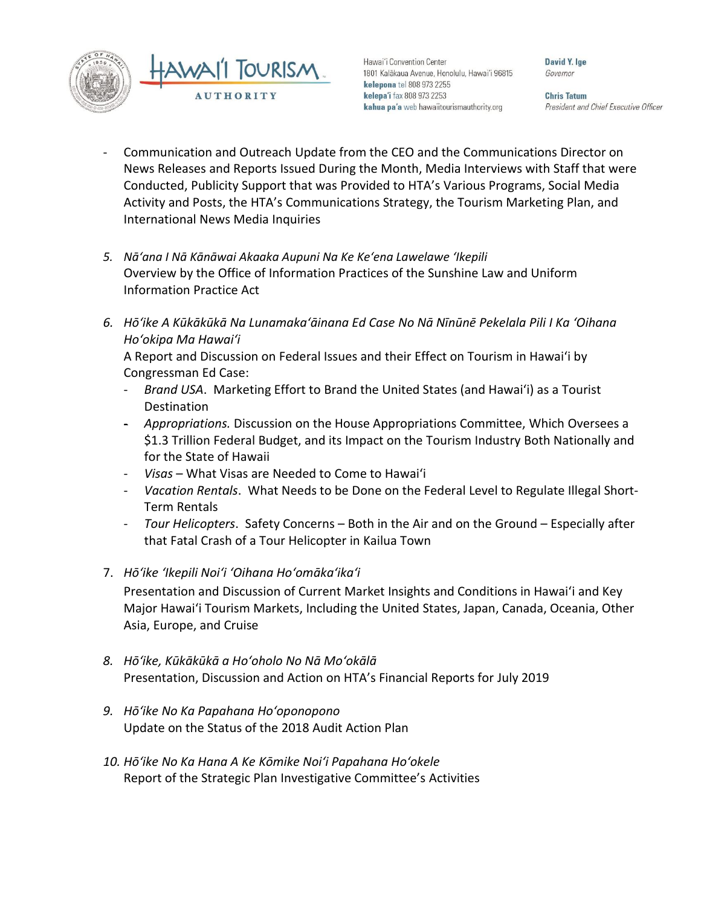- Communication and Outreach Update from the CEO and the Communications Director on News Releases and Reports Issued During the Month, Media Interviews with Staff that were Conducted, Publicity Support that was Provided to HTA's Various Programs, Social Media Activity and Posts, the HTA's Communications Strategy, the Tourism Marketing Plan, and International News Media Inquiries

5. *Nāʻana I Nā Kānāwai Akaaka Aupuni Na Ke Keʻena Lawelawe ʻIkepili*
   Overview by the Office of Information Practices of the Sunshine Law and Uniform Information Practice Act

6. *Hōʻike A Kūkākūkā Na Lunamakaʻāinana Ed Case No Nā Nīnūnē Pekelala Pili I Ka ʻOihana Hoʻokipa Ma Hawaiʻi*
   A Report and Discussion on Federal Issues and their Effect on Tourism in Hawaiʻi by Congressman Ed Case:
   - *Brand USA*. Marketing Effort to Brand the United States (and Hawaiʻi) as a Tourist Destination
   - *Appropriations.* Discussion on the House Appropriations Committee, Which Oversees a $1.3 Trillion Federal Budget, and its Impact on the Tourism Industry Both Nationally and for the State of Hawaii
   - *Visas* – What Visas are Needed to Come to Hawaiʻi
   - *Vacation Rentals*. What Needs to be Done on the Federal Level to Regulate Illegal Short-Term Rentals
   - *Tour Helicopters*. Safety Concerns – Both in the Air and on the Ground – Especially after that Fatal Crash of a Tour Helicopter in Kailua Town

7. *Hōʻike ʻIkepili Noiʻi ʻOihana Hoʻomākaʻikaʻi*
   Presentation and Discussion of Current Market Insights and Conditions in Hawaiʻi and Key Major Hawaiʻi Tourism Markets, Including the United States, Japan, Canada, Oceania, Other Asia, Europe, and Cruise

8. *Hōʻike, Kūkākūkā a Hoʻoholo No Nā Moʻokālā*
   Presentation, Discussion and Action on HTA's Financial Reports for July 2019

9. *Hōʻike No Ka Papahana Hoʻoponopono*
   Update on the Status of the 2018 Audit Action Plan

10. *Hōʻike No Ka Hana A Ke Kōmike Noiʻi Papahana Hoʻokele*
    Report of the Strategic Plan Investigative Committee's Activities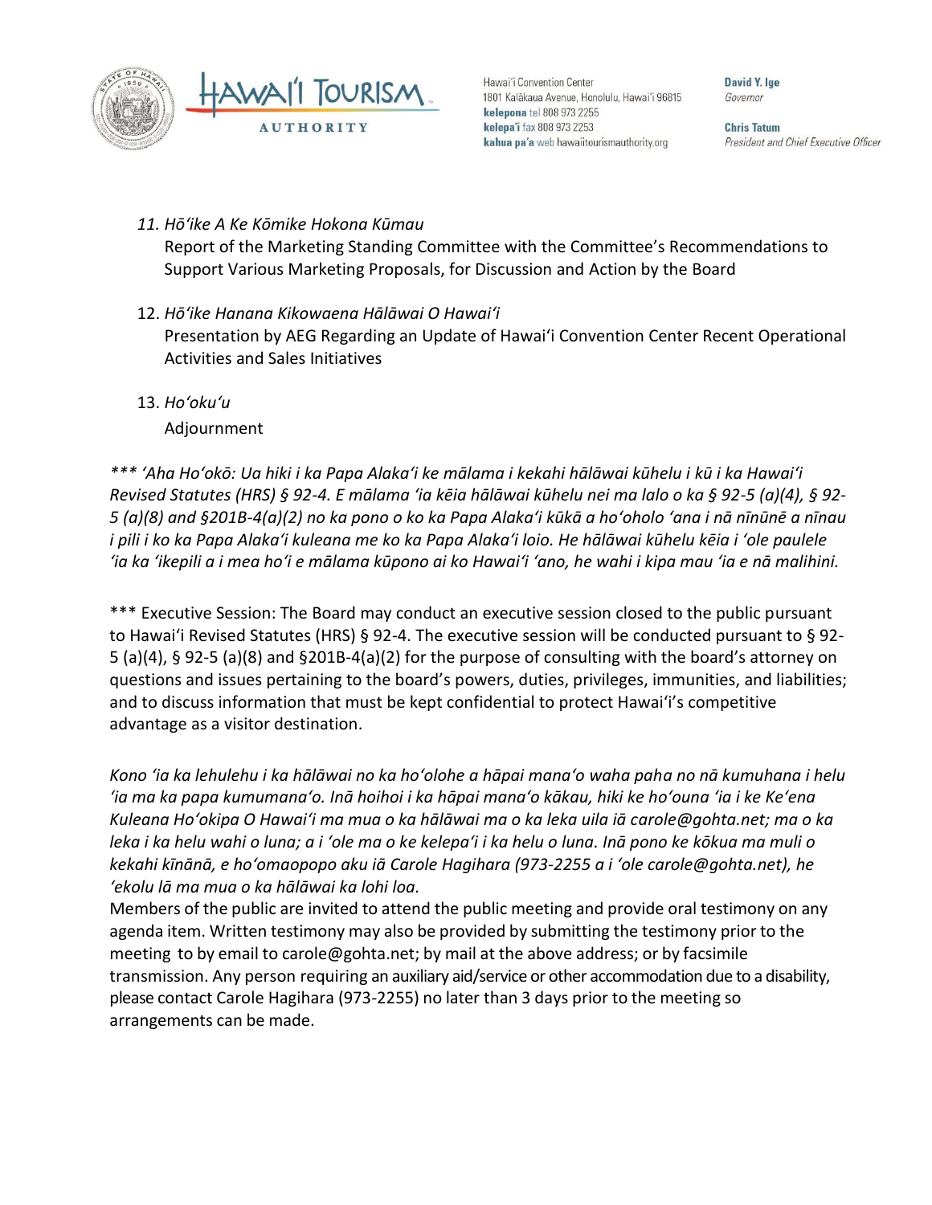11. *Hō'ike A Ke Kōmike Hokona Kūmau*
    Report of the Marketing Standing Committee with the Committee's Recommendations to Support Various Marketing Proposals, for Discussion and Action by the Board

12. *Hō'ike Hanana Kikowaena Hālāwai O Hawai'i*
    Presentation by AEG Regarding an Update of Hawai'i Convention Center Recent Operational Activities and Sales Initiatives

13. *Ho'oku'u*
    Adjournment

****** *'Aha Ho'okō: Ua hiki i ka Papa Alaka'i ke mālama i kekahi hālāwai kūhelu i kū i ka Hawai'i Revised Statutes (HRS) § 92-4. E mālama 'ia kēia hālāwai kūhelu nei ma lalo o ka § 92-5 (a)(4), § 92-5 (a)(8) and §201B-4(a)(2) no ka pono o ko ka Papa Alaka'i kūkā a ho'oholo 'ana i nā nīnūnē a nīnau i pili i ko ka Papa Alaka'i kuleana me ko ka Papa Alaka'i loio. He hālāwai kūhelu kēia i 'ole paulele 'ia ka 'ikepili a i mea ho'i e mālama kūpono ai ko Hawai'i 'ano, he wahi i kipa mau 'ia e nā malihini.*

*** Executive Session: The Board may conduct an executive session closed to the public pursuant to Hawai'i Revised Statutes (HRS) § 92-4. The executive session will be conducted pursuant to § 92-5 (a)(4), § 92-5 (a)(8) and §201B-4(a)(2) for the purpose of consulting with the board's attorney on questions and issues pertaining to the board's powers, duties, privileges, immunities, and liabilities; and to discuss information that must be kept confidential to protect Hawai'i's competitive advantage as a visitor destination.

*Kono 'ia ka lehulehu i ka hālāwai no ka ho'olohe a hāpai mana'o waha paha no nā kumuhana i helu 'ia ma ka papa kumumana'o. Inā hoihoi i ka hāpai mana'o kākau, hiki ke ho'ouna 'ia i ke Ke'ena Kuleana Ho'okipa O Hawai'i ma mua o ka hālāwai ma o ka leka uila iā carole@gohta.net; ma o ka leka i ka helu wahi o luna; a i 'ole ma o ke kelepa'i i ka helu o luna. Inā pono ke kōkua ma muli o kekahi kīnānā, e ho'omaopopo aku iā Carole Hagihara (973-2255 a i 'ole carole@gohta.net), he 'ekolu lā ma mua o ka hālāwai ka lohi loa.*

Members of the public are invited to attend the public meeting and provide oral testimony on any agenda item. Written testimony may also be provided by submitting the testimony prior to the meeting to by email to carole@gohta.net; by mail at the above address; or by facsimile transmission. Any person requiring an auxiliary aid/service or other accommodation due to a disability, please contact Carole Hagihara (973-2255) no later than 3 days prior to the meeting so arrangements can be made.